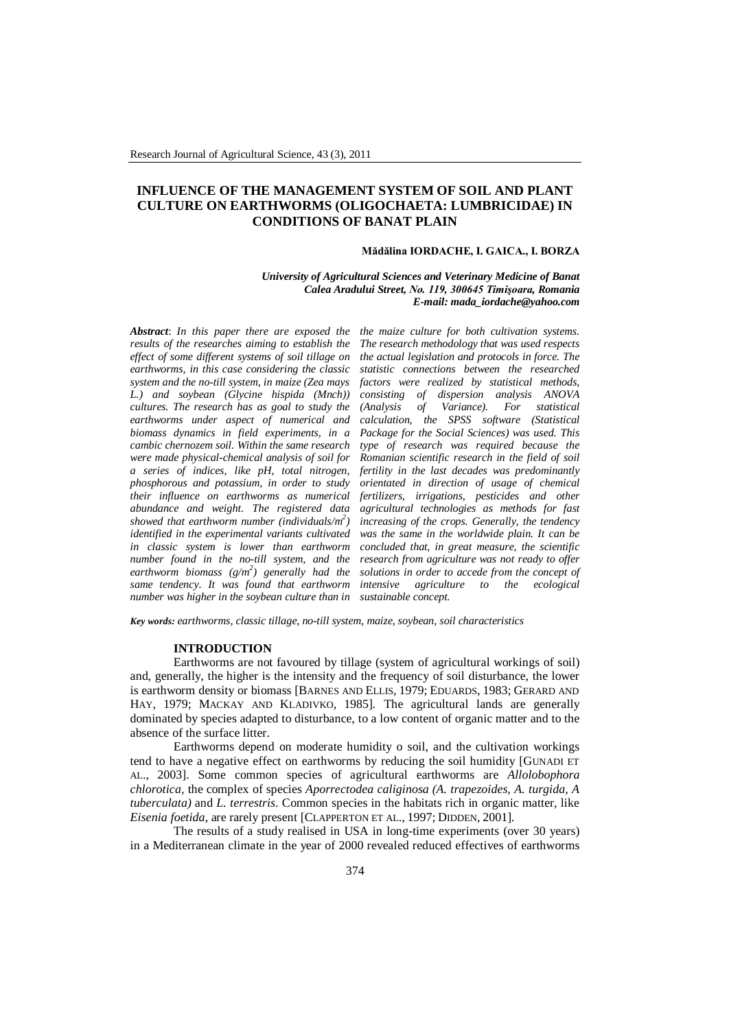# INFLUENCE OF THE MANAGEMENT SYSTEM OF SOIL AND PLANT CULTURE ON EARTHWORMS (OLIGOCHAETA: LUMBRICIDAE) IN CONDITIONS OF BANAT PLAIN

**Mădălina IORDACHE, I. GAICA., I. BORZA**

*University of Agricultural Sciences and Veterinary Medicine of Banat*
*Calea Aradului Street, No. 119, 300645 Timişoara, Romania*
*E-mail: mada_iordache@yahoo.com*

***Abstract**: In this paper there are exposed the results of the researches aiming to establish the effect of some different systems of soil tillage on earthworms, in this case considering the classic system and the no-till system, in maize (Zea mays L.) and soybean (Glycine hispida (Mnch)) cultures. The research has as goal to study the earthworms under aspect of numerical and biomass dynamics in field experiments, in a cambic chernozem soil. Within the same research were made physical-chemical analysis of soil for a series of indices, like pH, total nitrogen, phosphorous and potassium, in order to study their influence on earthworms as numerical abundance and weight. The registered data showed that earthworm number (individuals/m$^2$) identified in the experimental variants cultivated in classic system is lower than earthworm number found in the no-till system, and the earthworm biomass (g/m$^2$) generally had the same tendency. It was found that earthworm number was higher in the soybean culture than in the maize culture for both cultivation systems. The research methodology that was used respects the actual legislation and protocols in force. The statistic connections between the researched factors were realized by statistical methods, consisting of dispersion analysis ANOVA (Analysis of Variance). For statistical calculation, the SPSS software (Statistical Package for the Social Sciences) was used. This type of research was required because the Romanian scientific research in the field of soil fertility in the last decades was predominantly orientated in direction of usage of chemical fertilizers, irrigations, pesticides and other agricultural technologies as methods for fast increasing of the crops. Generally, the tendency was the same in the worldwide plain. It can be concluded that, in great measure, the scientific research from agriculture was not ready to offer solutions in order to accede from the concept of intensive agriculture to the ecological sustainable concept.*

***Key words:** earthworms, classic tillage, no-till system, maize, soybean, soil characteristics*

## INTRODUCTION

Earthworms are not favoured by tillage (system of agricultural workings of soil) and, generally, the higher is the intensity and the frequency of soil disturbance, the lower is earthworm density or biomass [BARNES AND ELLIS, 1979; EDUARDS, 1983; GERARD AND HAY, 1979; MACKAY AND KLADIVKO, 1985]. The agricultural lands are generally dominated by species adapted to disturbance, to a low content of organic matter and to the absence of the surface litter.

Earthworms depend on moderate humidity o soil, and the cultivation workings tend to have a negative effect on earthworms by reducing the soil humidity [GUNADI ET AL., 2003]. Some common species of agricultural earthworms are *Allolobophora chlorotica*, the complex of species *Aporrectodea caliginosa (A. trapezoides, A. turgida, A tuberculata)* and *L. terrestris*. Common species in the habitats rich in organic matter, like *Eisenia foetida*, are rarely present [CLAPPERTON ET AL., 1997; DIDDEN, 2001].

The results of a study realised in USA in long-time experiments (over 30 years) in a Mediterranean climate in the year of 2000 revealed reduced effectives of earthworms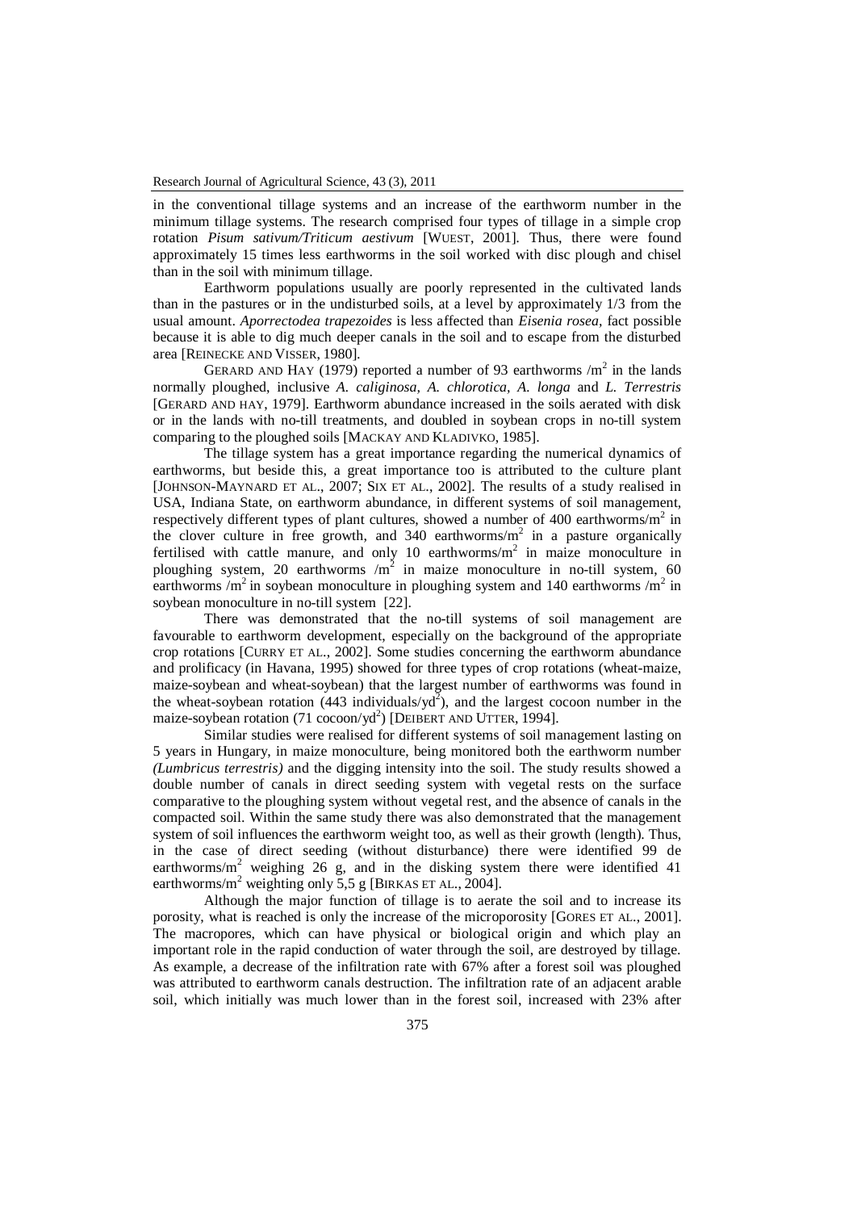in the conventional tillage systems and an increase of the earthworm number in the minimum tillage systems. The research comprised four types of tillage in a simple crop rotation *Pisum sativum/Triticum aestivum* [WUEST, 2001]. Thus, there were found approximately 15 times less earthworms in the soil worked with disc plough and chisel than in the soil with minimum tillage.

Earthworm populations usually are poorly represented in the cultivated lands than in the pastures or in the undisturbed soils, at a level by approximately 1/3 from the usual amount. *Aporrectodea trapezoides* is less affected than *Eisenia rosea*, fact possible because it is able to dig much deeper canals in the soil and to escape from the disturbed area [REINECKE AND VISSER, 1980].

GERARD AND HAY (1979) reported a number of 93 earthworms /$m^2$ in the lands normally ploughed, inclusive *A. caliginosa*, *A. chlorotica*, *A. longa* and *L. Terrestris* [GERARD AND HAY, 1979]. Earthworm abundance increased in the soils aerated with disk or in the lands with no-till treatments, and doubled in soybean crops in no-till system comparing to the ploughed soils [MACKAY AND KLADIVKO, 1985].

The tillage system has a great importance regarding the numerical dynamics of earthworms, but beside this, a great importance too is attributed to the culture plant [JOHNSON-MAYNARD ET AL., 2007; SIX ET AL., 2002]. The results of a study realised in USA, Indiana State, on earthworm abundance, in different systems of soil management, respectively different types of plant cultures, showed a number of 400 earthworms/$m^2$ in the clover culture in free growth, and 340 earthworms/$m^2$ in a pasture organically fertilised with cattle manure, and only 10 earthworms/$m^2$ in maize monoculture in ploughing system, 20 earthworms /$m^2$ in maize monoculture in no-till system, 60 earthworms /$m^2$ in soybean monoculture in ploughing system and 140 earthworms /$m^2$ in soybean monoculture in no-till system [22].

There was demonstrated that the no-till systems of soil management are favourable to earthworm development, especially on the background of the appropriate crop rotations [CURRY ET AL., 2002]. Some studies concerning the earthworm abundance and prolificacy (in Havana, 1995) showed for three types of crop rotations (wheat-maize, maize-soybean and wheat-soybean) that the largest number of earthworms was found in the wheat-soybean rotation (443 individuals/$yd^2$), and the largest cocoon number in the maize-soybean rotation (71 cocoon/$yd^2$) [DEIBERT AND UTTER, 1994].

Similar studies were realised for different systems of soil management lasting on 5 years in Hungary, in maize monoculture, being monitored both the earthworm number *(Lumbricus terrestris)* and the digging intensity into the soil. The study results showed a double number of canals in direct seeding system with vegetal rests on the surface comparative to the ploughing system without vegetal rest, and the absence of canals in the compacted soil. Within the same study there was also demonstrated that the management system of soil influences the earthworm weight too, as well as their growth (length). Thus, in the case of direct seeding (without disturbance) there were identified 99 de earthworms/$m^2$ weighing 26 g, and in the disking system there were identified 41 earthworms/$m^2$ weighting only 5,5 g [BIRKAS ET AL., 2004].

Although the major function of tillage is to aerate the soil and to increase its porosity, what is reached is only the increase of the microporosity [GORES ET AL., 2001]. The macropores, which can have physical or biological origin and which play an important role in the rapid conduction of water through the soil, are destroyed by tillage. As example, a decrease of the infiltration rate with 67% after a forest soil was ploughed was attributed to earthworm canals destruction. The infiltration rate of an adjacent arable soil, which initially was much lower than in the forest soil, increased with 23% after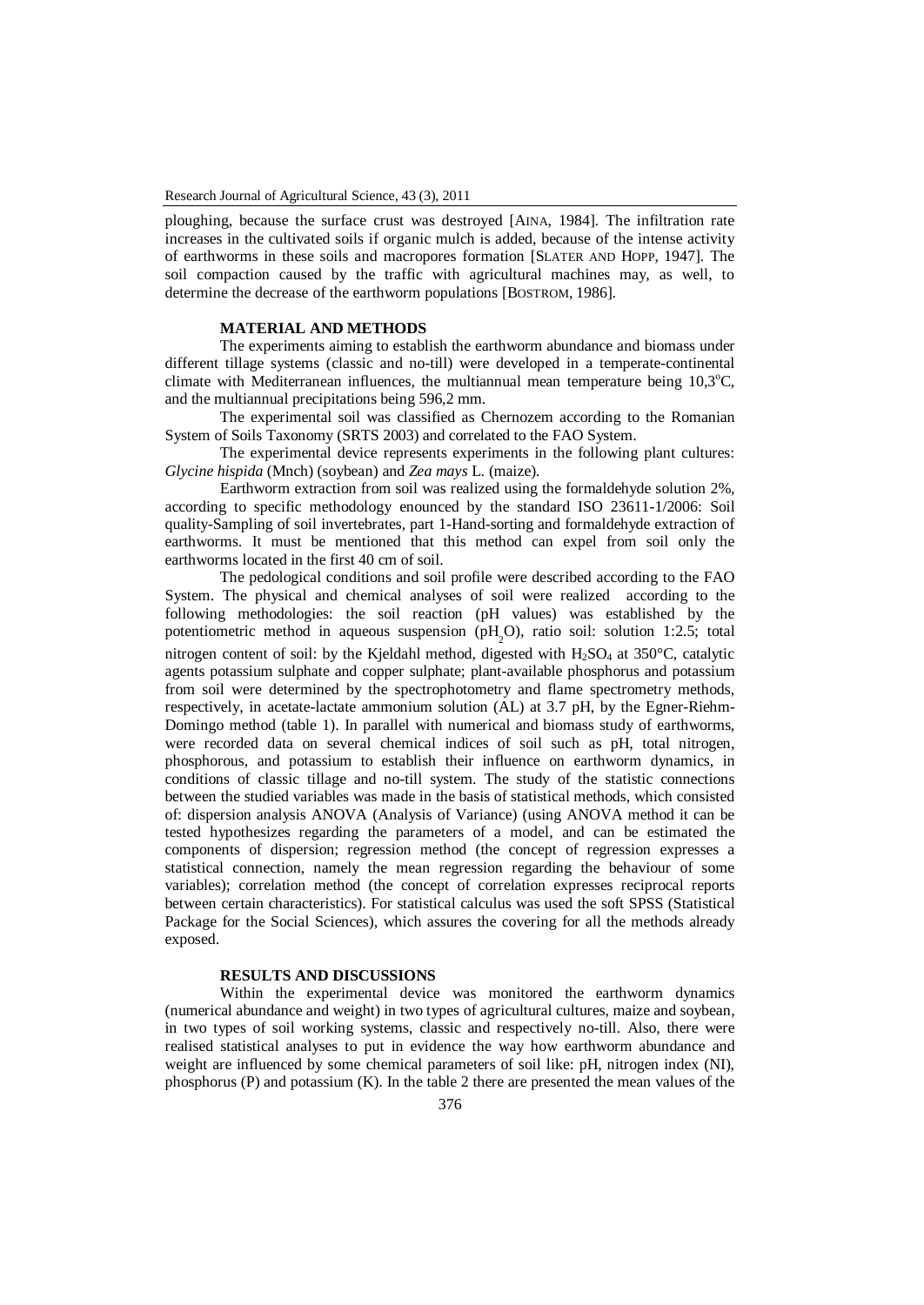ploughing, because the surface crust was destroyed [AINA, 1984]. The infiltration rate increases in the cultivated soils if organic mulch is added, because of the intense activity of earthworms in these soils and macropores formation [SLATER AND HOPP, 1947]. The soil compaction caused by the traffic with agricultural machines may, as well, to determine the decrease of the earthworm populations [BOSTROM, 1986].

## MATERIAL AND METHODS

The experiments aiming to establish the earthworm abundance and biomass under different tillage systems (classic and no-till) were developed in a temperate-continental climate with Mediterranean influences, the multiannual mean temperature being 10,3$^{o}$C, and the multiannual precipitations being 596,2 mm.

The experimental soil was classified as Chernozem according to the Romanian System of Soils Taxonomy (SRTS 2003) and correlated to the FAO System.

The experimental device represents experiments in the following plant cultures: *Glycine hispida* (Mnch) (soybean) and *Zea mays* L. (maize).

Earthworm extraction from soil was realized using the formaldehyde solution 2%, according to specific methodology enounced by the standard ISO 23611-1/2006: Soil quality-Sampling of soil invertebrates, part 1-Hand-sorting and formaldehyde extraction of earthworms. It must be mentioned that this method can expel from soil only the earthworms located in the first 40 cm of soil.

The pedological conditions and soil profile were described according to the FAO System. The physical and chemical analyses of soil were realized according to the following methodologies: the soil reaction (pH values) was established by the potentiometric method in aqueous suspension ($pH_2O$), ratio soil: solution 1:2.5; total nitrogen content of soil: by the Kjeldahl method, digested with $H_2SO_4$ at 350°C, catalytic agents potassium sulphate and copper sulphate; plant-available phosphorus and potassium from soil were determined by the spectrophotometry and flame spectrometry methods, respectively, in acetate-lactate ammonium solution (AL) at 3.7 pH, by the Egner-Riehm-Domingo method (table 1). In parallel with numerical and biomass study of earthworms, were recorded data on several chemical indices of soil such as pH, total nitrogen, phosphorous, and potassium to establish their influence on earthworm dynamics, in conditions of classic tillage and no-till system. The study of the statistic connections between the studied variables was made in the basis of statistical methods, which consisted of: dispersion analysis ANOVA (Analysis of Variance) (using ANOVA method it can be tested hypothesizes regarding the parameters of a model, and can be estimated the components of dispersion; regression method (the concept of regression expresses a statistical connection, namely the mean regression regarding the behaviour of some variables); correlation method (the concept of correlation expresses reciprocal reports between certain characteristics). For statistical calculus was used the soft SPSS (Statistical Package for the Social Sciences), which assures the covering for all the methods already exposed.

## RESULTS AND DISCUSSIONS

Within the experimental device was monitored the earthworm dynamics (numerical abundance and weight) in two types of agricultural cultures, maize and soybean, in two types of soil working systems, classic and respectively no-till. Also, there were realised statistical analyses to put in evidence the way how earthworm abundance and weight are influenced by some chemical parameters of soil like: pH, nitrogen index (NI), phosphorus (P) and potassium (K). In the table 2 there are presented the mean values of the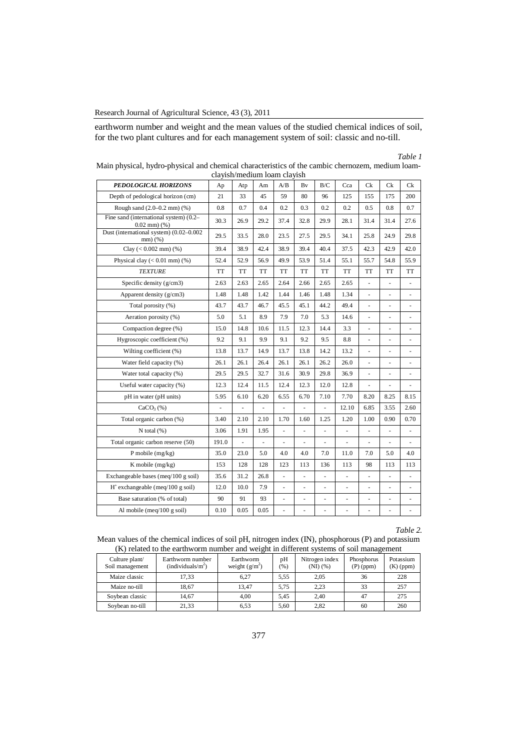earthworm number and weight and the mean values of the studied chemical indices of soil, for the two plant cultures and for each management system of soil: classic and no-till.

*Table 1*

Main physical, hydro-physical and chemical characteristics of the cambic chernozem, medium loam-clayish/medium loam clayish

| ***PEDOLOGICAL HORIZONS*** | Ap | Atp | Am | A/B | Bv | B/C | Cca | Ck | Ck | Ck |
|---|---|---|---|---|---|---|---|---|---|---|
| Depth of pedological horizon (cm) | 21 | 33 | 45 | 59 | 80 | 96 | 125 | 155 | 175 | 200 |
| Rough sand (2.0–0.2 mm) (%) | 0.8 | 0.7 | 0.4 | 0.2 | 0.3 | 0.2 | 0.2 | 0.5 | 0.8 | 0.7 |
| Fine sand (international system) (0.2–0.02 mm) (%) | 30.3 | 26.9 | 29.2 | 37.4 | 32.8 | 29.9 | 28.1 | 31.4 | 31.4 | 27.6 |
| Dust (international system) (0.02–0.002 mm) (%) | 29.5 | 33.5 | 28.0 | 23.5 | 27.5 | 29.5 | 34.1 | 25.8 | 24.9 | 29.8 |
| Clay (< 0.002 mm) (%) | 39.4 | 38.9 | 42.4 | 38.9 | 39.4 | 40.4 | 37.5 | 42.3 | 42.9 | 42.0 |
| Physical clay (< 0.01 mm) (%) | 52.4 | 52.9 | 56.9 | 49.9 | 53.9 | 51.4 | 55.1 | 55.7 | 54.8 | 55.9 |
| *TEXTURE* | TT | TT | TT | TT | TT | TT | TT | TT | TT | TT |
| Specific density (g/cm3) | 2.63 | 2.63 | 2.65 | 2.64 | 2.66 | 2.65 | 2.65 | - | - | - |
| Apparent density (g/cm3) | 1.48 | 1.48 | 1.42 | 1.44 | 1.46 | 1.48 | 1.34 | - | - | - |
| Total porosity (%) | 43.7 | 43.7 | 46.7 | 45.5 | 45.1 | 44.2 | 49.4 | - | - | - |
| Aeration porosity (%) | 5.0 | 5.1 | 8.9 | 7.9 | 7.0 | 5.3 | 14.6 | - | - | - |
| Compaction degree (%) | 15.0 | 14.8 | 10.6 | 11.5 | 12.3 | 14.4 | 3.3 | - | - | - |
| Hygroscopic coefficient (%) | 9.2 | 9.1 | 9.9 | 9.1 | 9.2 | 9.5 | 8.8 | - | - | - |
| Wilting coefficient (%) | 13.8 | 13.7 | 14.9 | 13.7 | 13.8 | 14.2 | 13.2 | - | - | - |
| Water field capacity (%) | 26.1 | 26.1 | 26.4 | 26.1 | 26.1 | 26.2 | 26.0 | - | - | - |
| Water total capacity (%) | 29.5 | 29.5 | 32.7 | 31.6 | 30.9 | 29.8 | 36.9 | - | - | - |
| Useful water capacity (%) | 12.3 | 12.4 | 11.5 | 12.4 | 12.3 | 12.0 | 12.8 | - | - | - |
| pH in water (pH units) | 5.95 | 6.10 | 6.20 | 6.55 | 6.70 | 7.10 | 7.70 | 8.20 | 8.25 | 8.15 |
| $CaCO_3$ (%) | - | - | - | - | - | - | 12.10 | 6.85 | 3.55 | 2.60 |
| Total organic carbon (%) | 3.40 | 2.10 | 2.10 | 1.70 | 1.60 | 1.25 | 1.20 | 1.00 | 0.90 | 0.70 |
| N total (%) | 3.06 | 1.91 | 1.95 | - | - | - | - | - | - | - |
| Total organic carbon reserve (50) | 191.0 | - | - | - | - | - | - | - | - | - |
| P mobile (mg/kg) | 35.0 | 23.0 | 5.0 | 4.0 | 4.0 | 7.0 | 11.0 | 7.0 | 5.0 | 4.0 |
| K mobile (mg/kg) | 153 | 128 | 128 | 123 | 113 | 136 | 113 | 98 | 113 | 113 |
| Exchangeable bases (meq/100 g soil) | 35.6 | 31.2 | 26.8 | - | - | - | - | - | - | - |
| $H^+$ exchangeable (meq/100 g soil) | 12.0 | 10.0 | 7.9 | - | - | - | - | - | - | - |
| Base saturation (% of total) | 90 | 91 | 93 | - | - | - | - | - | - | - |
| Al mobile (meq/100 g soil) | 0.10 | 0.05 | 0.05 | - | - | - | - | - | - | - |

*Table 2.*

Mean values of the chemical indices of soil pH, nitrogen index (IN), phosphorous (P) and potassium (K) related to the earthworm number and weight in different systems of soil management

| Culture plant/ Soil management | Earthworm number (individuals/m$^2$) | Earthworm weight (g/m$^2$) | pH (%) | Nitrogen index (NI) (%) | Phosphorus (P) (ppm) | Potassium (K) (ppm) |
|---|---|---|---|---|---|---|
| Maize classic | 17,33 | 6,27 | 5,55 | 2,05 | 36 | 228 |
| Maize no-till | 18,67 | 13,47 | 5,75 | 2,23 | 33 | 257 |
| Soybean classic | 14,67 | 4,00 | 5,45 | 2,40 | 47 | 275 |
| Soybean no-till | 21,33 | 6,53 | 5,60 | 2,82 | 60 | 260 |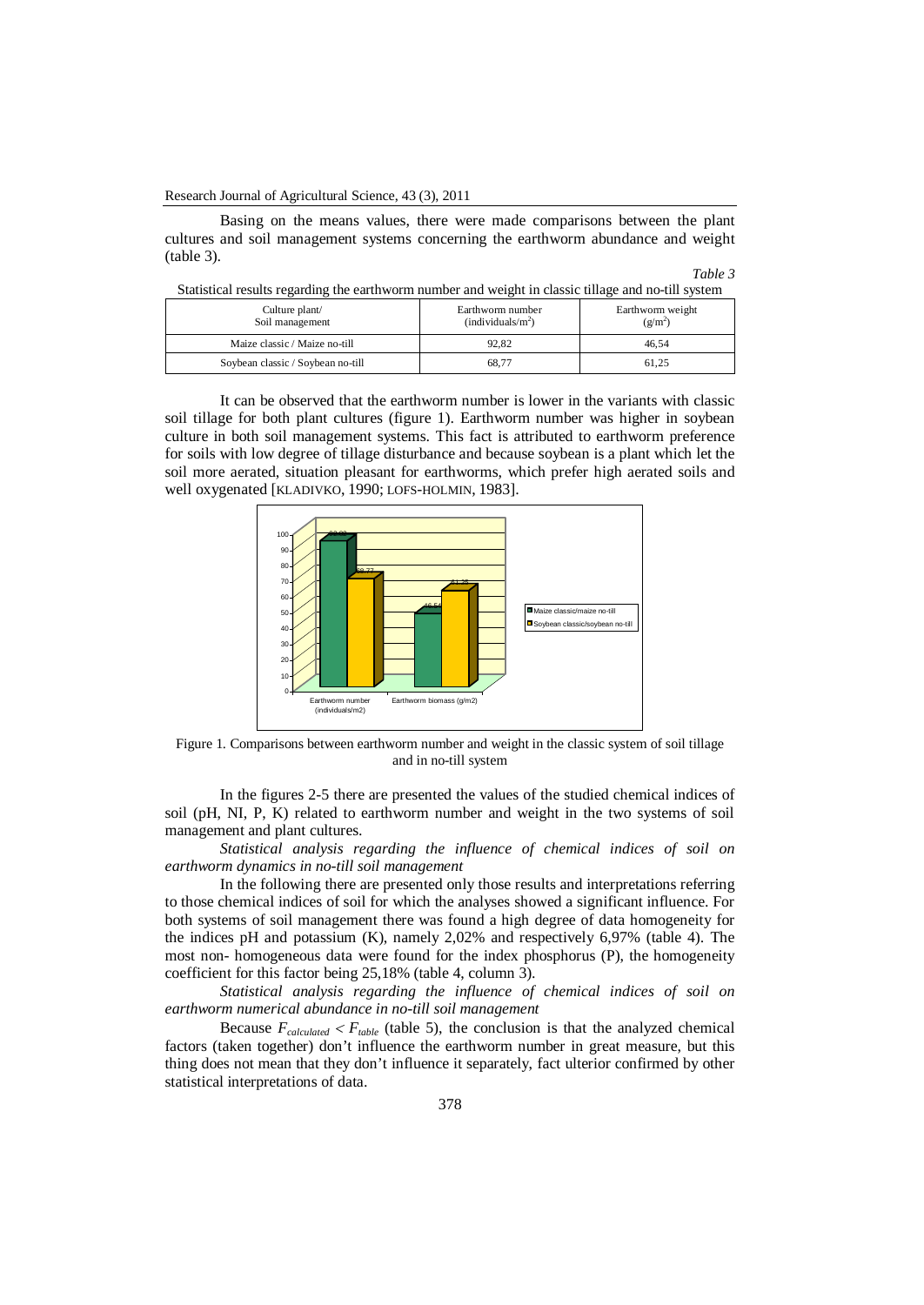Basing on the means values, there were made comparisons between the plant cultures and soil management systems concerning the earthworm abundance and weight (table 3).

*Table 3*

Statistical results regarding the earthworm number and weight in classic tillage and no-till system

| Culture plant/ Soil management | Earthworm number (individuals/m$^2$) | Earthworm weight (g/m$^2$) |
|---|---|---|
| Maize classic / Maize no-till | 92,82 | 46,54 |
| Soybean classic / Soybean no-till | 68,77 | 61,25 |

It can be observed that the earthworm number is lower in the variants with classic soil tillage for both plant cultures (figure 1). Earthworm number was higher in soybean culture in both soil management systems. This fact is attributed to earthworm preference for soils with low degree of tillage disturbance and because soybean is a plant which let the soil more aerated, situation pleasant for earthworms, which prefer high aerated soils and well oxygenated [KLADIVKO, 1990; LOFS-HOLMIN, 1983].

Figure 1. Comparisons between earthworm number and weight in the classic system of soil tillage and in no-till system

In the figures 2-5 there are presented the values of the studied chemical indices of soil (pH, NI, P, K) related to earthworm number and weight in the two systems of soil management and plant cultures.

*Statistical analysis regarding the influence of chemical indices of soil on earthworm dynamics in no-till soil management*

In the following there are presented only those results and interpretations referring to those chemical indices of soil for which the analyses showed a significant influence. For both systems of soil management there was found a high degree of data homogeneity for the indices pH and potassium (K), namely 2,02% and respectively 6,97% (table 4). The most non- homogeneous data were found for the index phosphorus (P), the homogeneity coefficient for this factor being 25,18% (table 4, column 3).

*Statistical analysis regarding the influence of chemical indices of soil on earthworm numerical abundance in no-till soil management*

Because $F_{calculated} < F_{table}$ (table 5), the conclusion is that the analyzed chemical factors (taken together) don't influence the earthworm number in great measure, but this thing does not mean that they don't influence it separately, fact ulterior confirmed by other statistical interpretations of data.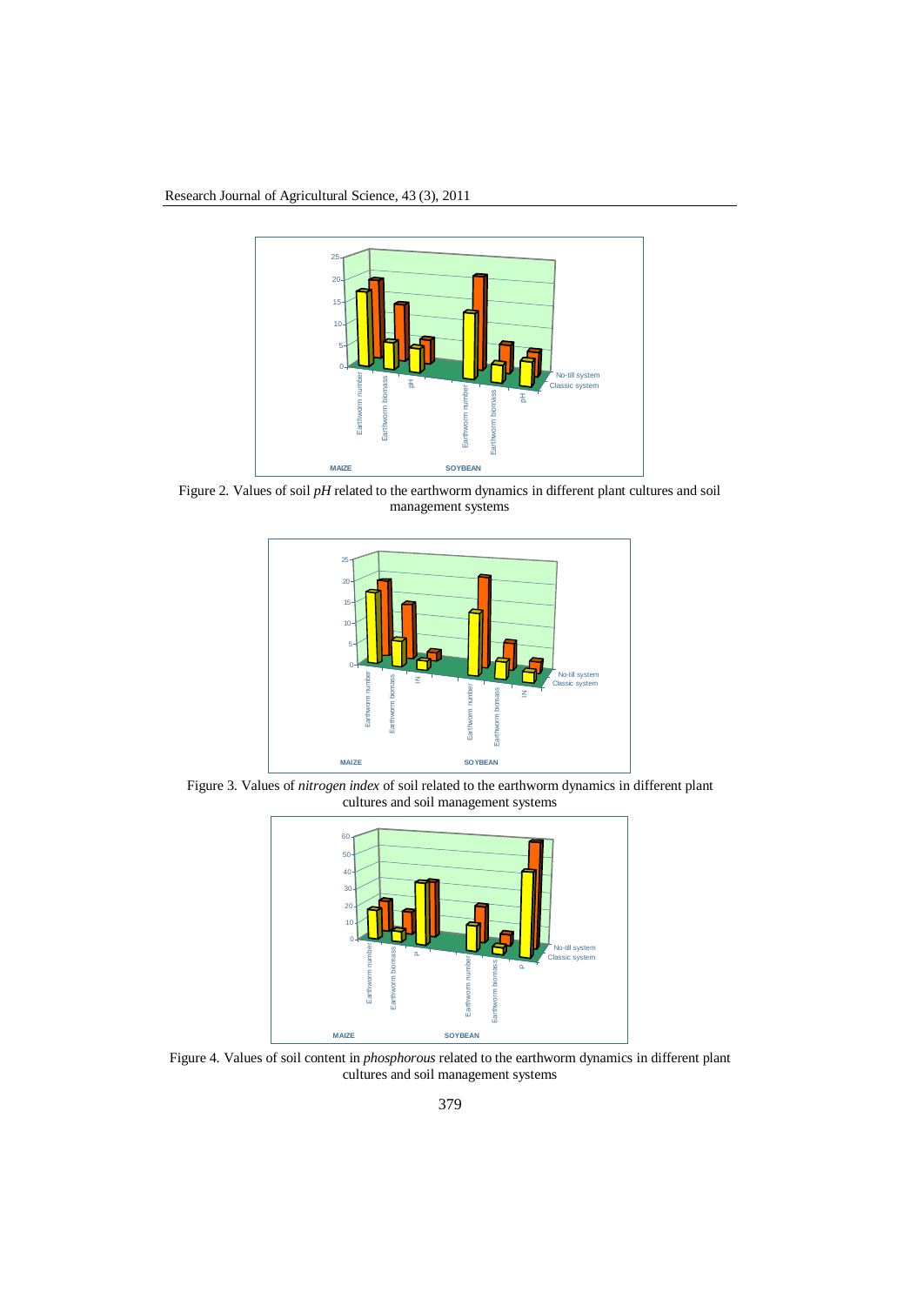Figure 2. Values of soil *pH* related to the earthworm dynamics in different plant cultures and soil management systems

Figure 3. Values of *nitrogen index* of soil related to the earthworm dynamics in different plant cultures and soil management systems

Figure 4. Values of soil content in *phosphorous* related to the earthworm dynamics in different plant cultures and soil management systems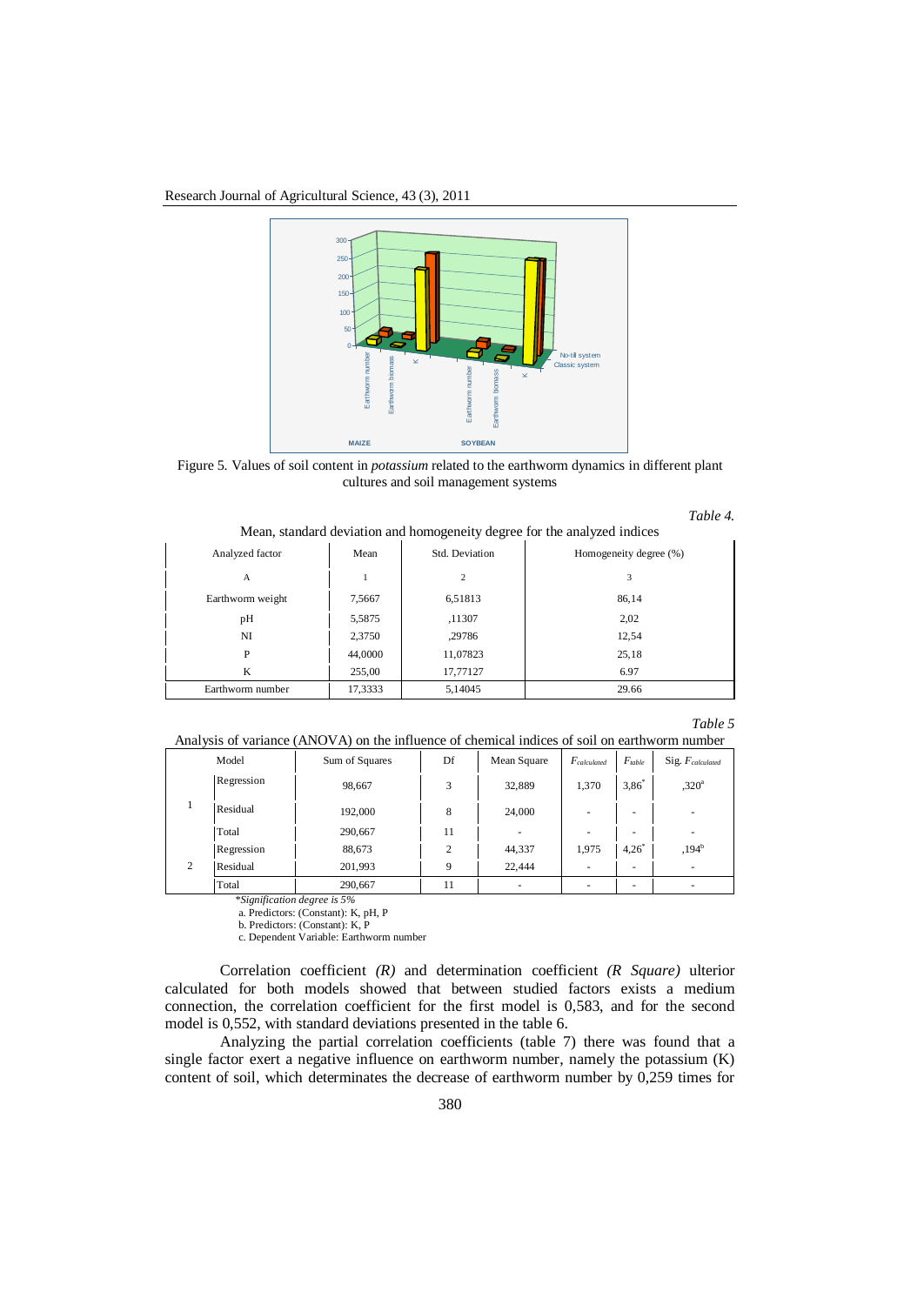Figure 5. Values of soil content in *potassium* related to the earthworm dynamics in different plant cultures and soil management systems

*Table 4.*

Mean, standard deviation and homogeneity degree for the analyzed indices

| Analyzed factor | Mean | Std. Deviation | Homogeneity degree (%) |
|---|---|---|---|
| A | 1 | 2 | 3 |
| Earthworm weight | 7,5667 | 6,51813 | 86,14 |
| pH | 5,5875 | ,11307 | 2,02 |
| NI | 2,3750 | ,29786 | 12,54 |
| P | 44,0000 | 11,07823 | 25,18 |
| K | 255,00 | 17,77127 | 6.97 |
| Earthworm number | 17,3333 | 5,14045 | 29.66 |

*Table 5*

Analysis of variance (ANOVA) on the influence of chemical indices of soil on earthworm number

| Model | | Sum of Squares | Df | Mean Square | $F_{calculated}$ | $F_{table}$ | Sig. $F_{calculated}$ |
|---|---|---|---|---|---|---|---|
| 1 | Regression | 98,667 | 3 | 32,889 | 1,370 | 3,86* | ,320[a] |
| | Residual | 192,000 | 8 | 24,000 | - | - | - |
| | Total | 290,667 | 11 | - | - | - | - |
| 2 | Regression | 88,673 | 2 | 44,337 | 1,975 | 4,26* | ,194[b] |
| | Residual | 201,993 | 9 | 22,444 | - | - | - |
| | Total | 290,667 | 11 | - | - | - | - |

**Signification degree is 5%*

a. Predictors: (Constant): K, pH, P

b. Predictors: (Constant): K, P

c. Dependent Variable: Earthworm number

Correlation coefficient *(R)* and determination coefficient *(R Square)* ulterior calculated for both models showed that between studied factors exists a medium connection, the correlation coefficient for the first model is 0,583, and for the second model is 0,552, with standard deviations presented in the table 6.

Analyzing the partial correlation coefficients (table 7) there was found that a single factor exert a negative influence on earthworm number, namely the potassium (K) content of soil, which determinates the decrease of earthworm number by 0,259 times for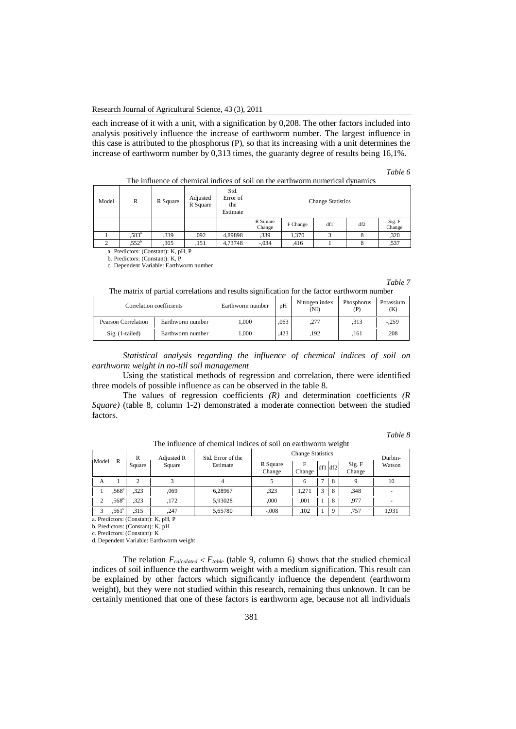each increase of it with a unit, with a signification by 0,208. The other factors included into analysis positively influence the increase of earthworm number. The largest influence in this case is attributed to the phosphorus (P), so that its increasing with a unit determines the increase of earthworm number by 0,313 times, the guaranty degree of results being 16,1%.

*Table 6*

The influence of chemical indices of soil on the earthworm numerical dynamics

| Model | R | R Square | Adjusted R Square | Std. Error of the Estimate | Change Statistics | | | | |
|---|---|---|---|---|---|---|---|---|---|
| | | | | | R Square Change | F Change | df1 | df2 | Sig. F Change |
| 1 | ,583[a] | ,339 | ,092 | 4,89898 | ,339 | 1,370 | 3 | 8 | ,320 |
| 2 | ,552[b] | ,305 | ,151 | 4,73748 | -,034 | ,416 | 1 | 8 | ,537 |

a. Predictors: (Constant): K, pH, P

b. Predictors: (Constant): K, P

c. Dependent Variable: Earthworm number

*Table 7*

The matrix of partial correlations and results signification for the factor earthworm number

| Correlation coefficients | | Earthworm number | pH | Nitrogen index (NI) | Phosphorus (P) | Potassium (K) |
|---|---|---|---|---|---|---|
| Pearson Correlation | Earthworm number | 1,000 | ,063 | ,277 | ,313 | -,259 |
| Sig. (1-tailed) | Earthworm number | 1,000 | ,423 | ,192 | ,161 | ,208 |

*Statistical analysis regarding the influence of chemical indices of soil on earthworm weight in no-till soil management*

Using the statistical methods of regression and correlation, there were identified three models of possible influence as can be observed in the table 8.

The values of regression coefficients *(R)* and determination coefficients *(R Square)* (table 8, column 1-2) demonstrated a moderate connection between the studied factors.

*Table 8*

The influence of chemical indices of soil on earthworm weight

| Model | R | R Square | Adjusted R Square | Std. Error of the Estimate | Change Statistics | | | | | Durbin-Watson |
|---|---|---|---|---|---|---|---|---|---|---|
| | | | | | R Square Change | F Change | df1 | df2 | Sig. F Change | |
| A | 1 | 2 | 3 | 4 | 5 | 6 | 7 | 8 | 9 | 10 |
| 1 | ,568[a] | ,323 | ,069 | 6,28967 | ,323 | 1,271 | 3 | 8 | ,348 | - |
| 2 | ,568[b] | ,323 | ,172 | 5,93028 | ,000 | ,001 | 1 | 8 | ,977 | - |
| 3 | ,561[c] | ,315 | ,247 | 5,65780 | -,008 | ,102 | 1 | 9 | ,757 | 1,931 |

a. Predictors: (Constant): K, pH, P

b. Predictors: (Constant): K, pH

c. Predictors: (Constant): K

d. Dependent Variable: Earthworm weight

The relation $F_{calculated} < F_{table}$ (table 9, column 6) shows that the studied chemical indices of soil influence the earthworm weight with a medium signification. This result can be explained by other factors which significantly influence the dependent (earthworm weight), but they were not studied within this research, remaining thus unknown. It can be certainly mentioned that one of these factors is earthworm age, because not all individuals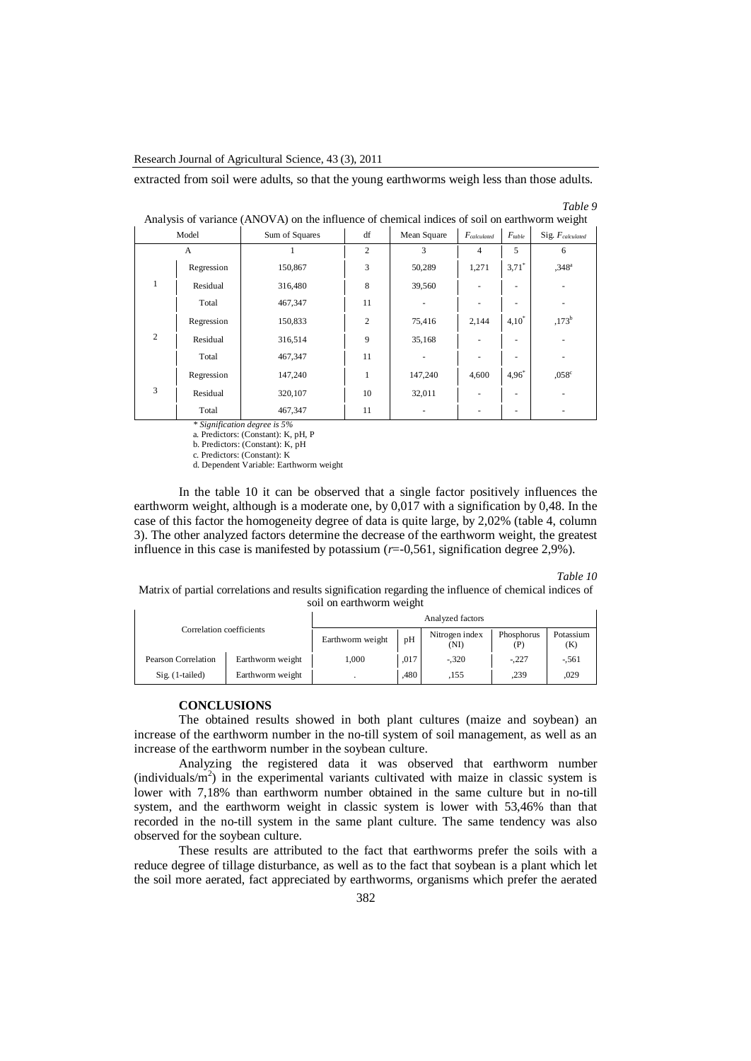extracted from soil were adults, so that the young earthworms weigh less than those adults.

*Table 9*

Analysis of variance (ANOVA) on the influence of chemical indices of soil on earthworm weight

| Model | | Sum of Squares | df | Mean Square | $F_{calculated}$ | $F_{table}$ | Sig. $F_{calculated}$ |
|---|---|---|---|---|---|---|---|
| A | | 1 | 2 | 3 | 4 | 5 | 6 |
| 1 | Regression | 150,867 | 3 | 50,289 | 1,271 | 3,71* | ,348[a] |
| | Residual | 316,480 | 8 | 39,560 | - | - | - |
| | Total | 467,347 | 11 | - | - | - | - |
| 2 | Regression | 150,833 | 2 | 75,416 | 2,144 | 4,10* | ,173[b] |
| | Residual | 316,514 | 9 | 35,168 | - | - | - |
| | Total | 467,347 | 11 | - | - | - | - |
| 3 | Regression | 147,240 | 1 | 147,240 | 4,600 | 4,96* | ,058[c] |
| | Residual | 320,107 | 10 | 32,011 | - | - | - |
| | Total | 467,347 | 11 | - | - | - | - |

*\* Signification degree is 5%*
a. Predictors: (Constant): K, pH, P
b. Predictors: (Constant): K, pH
c. Predictors: (Constant): K
d. Dependent Variable: Earthworm weight

In the table 10 it can be observed that a single factor positively influences the earthworm weight, although is a moderate one, by 0,017 with a signification by 0,48. In the case of this factor the homogeneity degree of data is quite large, by 2,02% (table 4, column 3). The other analyzed factors determine the decrease of the earthworm weight, the greatest influence in this case is manifested by potassium ($r$=-0,561, signification degree 2,9%).

*Table 10*

Matrix of partial correlations and results signification regarding the influence of chemical indices of soil on earthworm weight

| Correlation coefficients | | Analyzed factors | | | | |
|---|---|---|---|---|---|---|
| | | Earthworm weight | pH | Nitrogen index (NI) | Phosphorus (P) | Potassium (K) |
| Pearson Correlation | Earthworm weight | 1,000 | ,017 | -,320 | -,227 | -,561 |
| Sig. (1-tailed) | Earthworm weight | . | ,480 | ,155 | ,239 | ,029 |

## CONCLUSIONS

The obtained results showed in both plant cultures (maize and soybean) an increase of the earthworm number in the no-till system of soil management, as well as an increase of the earthworm number in the soybean culture.

Analyzing the registered data it was observed that earthworm number (individuals/m$^2$) in the experimental variants cultivated with maize in classic system is lower with 7,18% than earthworm number obtained in the same culture but in no-till system, and the earthworm weight in classic system is lower with 53,46% than that recorded in the no-till system in the same plant culture. The same tendency was also observed for the soybean culture.

These results are attributed to the fact that earthworms prefer the soils with a reduce degree of tillage disturbance, as well as to the fact that soybean is a plant which let the soil more aerated, fact appreciated by earthworms, organisms which prefer the aerated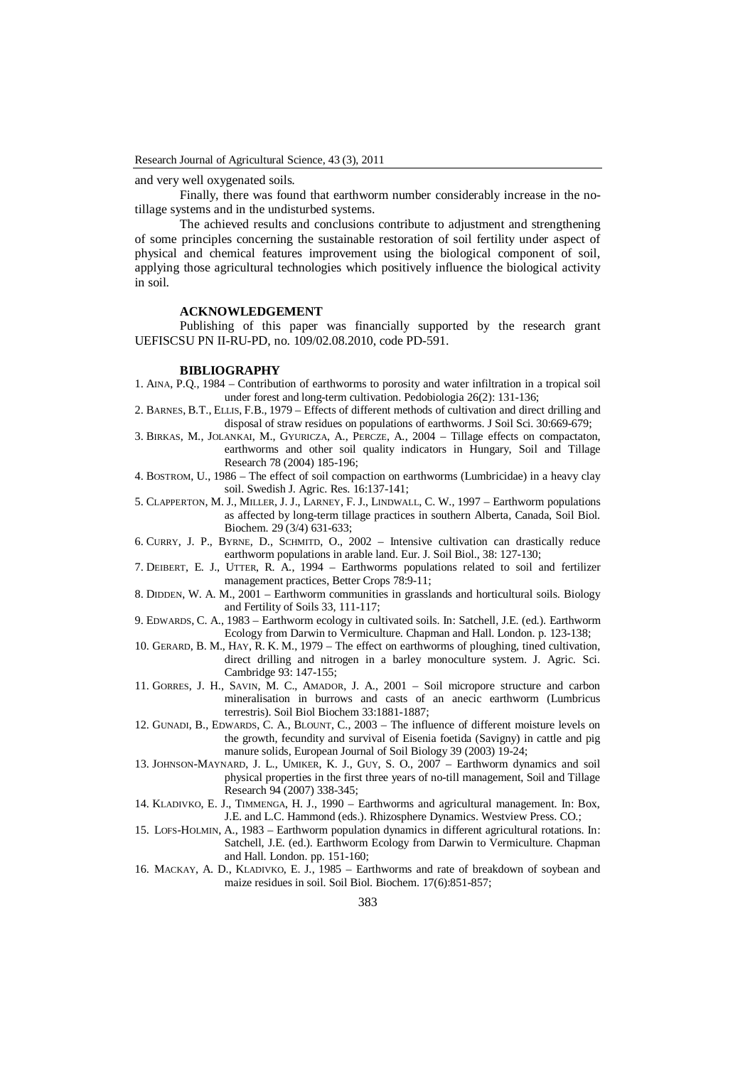and very well oxygenated soils.

Finally, there was found that earthworm number considerably increase in the no-tillage systems and in the undisturbed systems.

The achieved results and conclusions contribute to adjustment and strengthening of some principles concerning the sustainable restoration of soil fertility under aspect of physical and chemical features improvement using the biological component of soil, applying those agricultural technologies which positively influence the biological activity in soil.

## ACKNOWLEDGEMENT

Publishing of this paper was financially supported by the research grant UEFISCSU PN II-RU-PD, no. 109/02.08.2010, code PD-591.

## BIBLIOGRAPHY

1. AINA, P.Q., 1984 – Contribution of earthworms to porosity and water infiltration in a tropical soil under forest and long-term cultivation. Pedobiologia 26(2): 131-136;
2. BARNES, B.T., ELLIS, F.B., 1979 – Effects of different methods of cultivation and direct drilling and disposal of straw residues on populations of earthworms. J Soil Sci. 30:669-679;
3. BIRKAS, M., JOLANKAI, M., GYURICZA, A., PERCZE, A., 2004 – Tillage effects on compactaton, earthworms and other soil quality indicators in Hungary, Soil and Tillage Research 78 (2004) 185-196;
4. BOSTROM, U., 1986 – The effect of soil compaction on earthworms (Lumbricidae) in a heavy clay soil. Swedish J. Agric. Res. 16:137-141;
5. CLAPPERTON, M. J., MILLER, J. J., LARNEY, F. J., LINDWALL, C. W., 1997 – Earthworm populations as affected by long-term tillage practices in southern Alberta, Canada, Soil Biol. Biochem. 29 (3/4) 631-633;
6. CURRY, J. P., BYRNE, D., SCHMITD, O., 2002 – Intensive cultivation can drastically reduce earthworm populations in arable land. Eur. J. Soil Biol., 38: 127-130;
7. DEIBERT, E. J., UTTER, R. A., 1994 – Earthworms populations related to soil and fertilizer management practices, Better Crops 78:9-11;
8. DIDDEN, W. A. M., 2001 – Earthworm communities in grasslands and horticultural soils. Biology and Fertility of Soils 33, 111-117;
9. EDWARDS, C. A., 1983 – Earthworm ecology in cultivated soils. In: Satchell, J.E. (ed.). Earthworm Ecology from Darwin to Vermiculture. Chapman and Hall. London. p. 123-138;
10. GERARD, B. M., HAY, R. K. M., 1979 – The effect on earthworms of ploughing, tined cultivation, direct drilling and nitrogen in a barley monoculture system. J. Agric. Sci. Cambridge 93: 147-155;
11. GORRES, J. H., SAVIN, M. C., AMADOR, J. A., 2001 – Soil micropore structure and carbon mineralisation in burrows and casts of an anecic earthworm (Lumbricus terrestris). Soil Biol Biochem 33:1881-1887;
12. GUNADI, B., EDWARDS, C. A., BLOUNT, C., 2003 – The influence of different moisture levels on the growth, fecundity and survival of Eisenia foetida (Savigny) in cattle and pig manure solids, European Journal of Soil Biology 39 (2003) 19-24;
13. JOHNSON-MAYNARD, J. L., UMIKER, K. J., GUY, S. O., 2007 – Earthworm dynamics and soil physical properties in the first three years of no-till management, Soil and Tillage Research 94 (2007) 338-345;
14. KLADIVKO, E. J., TIMMENGA, H. J., 1990 – Earthworms and agricultural management. In: Box, J.E. and L.C. Hammond (eds.). Rhizosphere Dynamics. Westview Press. CO.;
15. LOFS-HOLMIN, A., 1983 – Earthworm population dynamics in different agricultural rotations. In: Satchell, J.E. (ed.). Earthworm Ecology from Darwin to Vermiculture. Chapman and Hall. London. pp. 151-160;
16. MACKAY, A. D., KLADIVKO, E. J., 1985 – Earthworms and rate of breakdown of soybean and maize residues in soil. Soil Biol. Biochem. 17(6):851-857;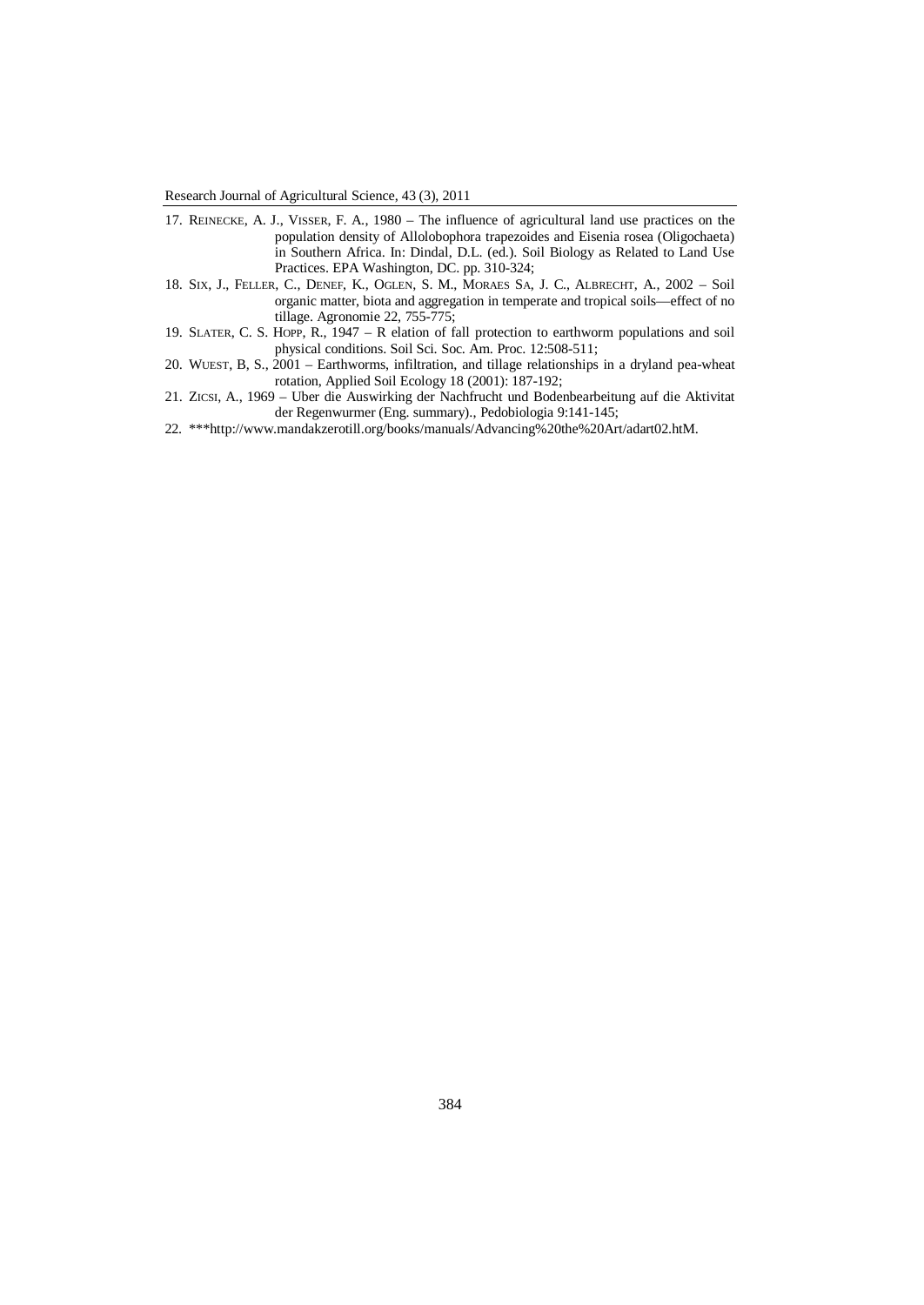17. REINECKE, A. J., VISSER, F. A., 1980 – The influence of agricultural land use practices on the population density of Allolobophora trapezoides and Eisenia rosea (Oligochaeta) in Southern Africa. In: Dindal, D.L. (ed.). Soil Biology as Related to Land Use Practices. EPA Washington, DC. pp. 310-324;
18. SIX, J., FELLER, C., DENEF, K., OGLEN, S. M., MORAES SA, J. C., ALBRECHT, A., 2002 – Soil organic matter, biota and aggregation in temperate and tropical soils—effect of no tillage. Agronomie 22, 755-775;
19. SLATER, C. S. HOPP, R., 1947 – R elation of fall protection to earthworm populations and soil physical conditions. Soil Sci. Soc. Am. Proc. 12:508-511;
20. WUEST, B, S., 2001 – Earthworms, infiltration, and tillage relationships in a dryland pea-wheat rotation, Applied Soil Ecology 18 (2001): 187-192;
21. ZICSI, A., 1969 – Uber die Auswirking der Nachfrucht und Bodenbearbeitung auf die Aktivitat der Regenwurmer (Eng. summary)., Pedobiologia 9:141-145;
22. ***http://www.mandakzerotill.org/books/manuals/Advancing%20the%20Art/adart02.htM.